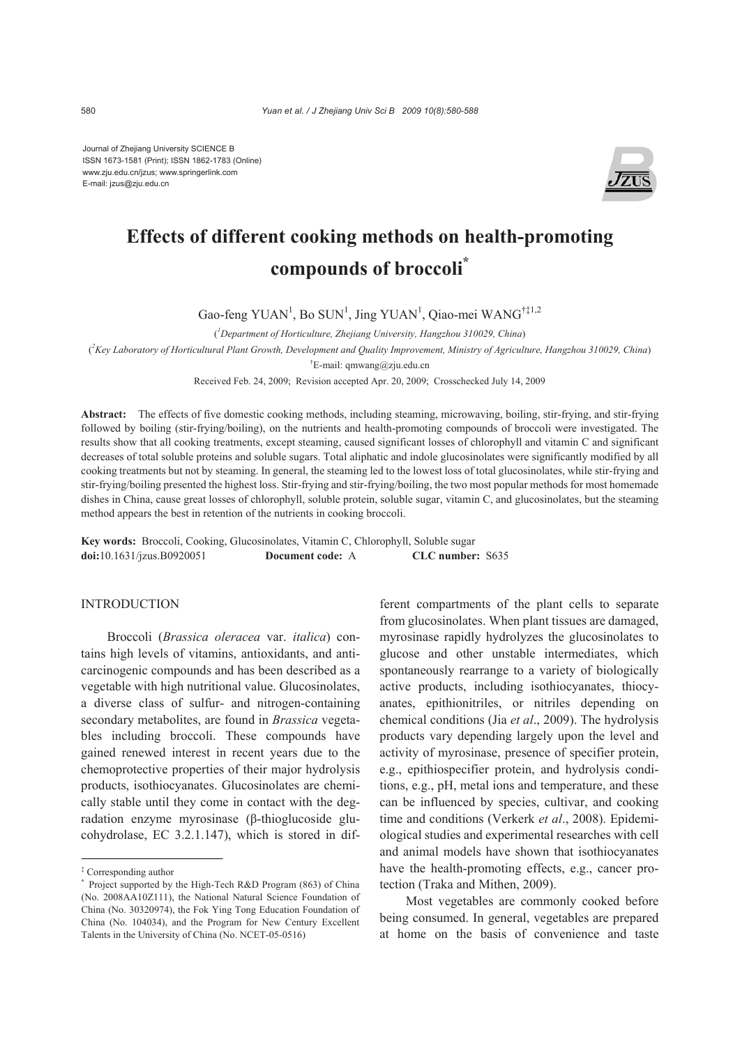Journal of Zhejiang University SCIENCE B
ISSN 1673-1581 (Print); ISSN 1862-1783 (Online)
www.zju.edu.cn/jzus; www.springerlink.com
E-mail: jzus@zju.edu.cn

# Effects of different cooking methods on health-promoting compounds of broccoli*

Gao-feng YUAN[1], Bo SUN[1], Jing YUAN[1], Qiao-mei WANG[†‡1,2]

([1]Department of Horticulture, Zhejiang University, Hangzhou 310029, China)

([2]Key Laboratory of Horticultural Plant Growth, Development and Quality Improvement, Ministry of Agriculture, Hangzhou 310029, China)

[†]E-mail: qmwang@zju.edu.cn

Received Feb. 24, 2009; Revision accepted Apr. 20, 2009; Crosschecked July 14, 2009

**Abstract:** The effects of five domestic cooking methods, including steaming, microwaving, boiling, stir-frying, and stir-frying followed by boiling (stir-frying/boiling), on the nutrients and health-promoting compounds of broccoli were investigated. The results show that all cooking treatments, except steaming, caused significant losses of chlorophyll and vitamin C and significant decreases of total soluble proteins and soluble sugars. Total aliphatic and indole glucosinolates were significantly modified by all cooking treatments but not by steaming. In general, the steaming led to the lowest loss of total glucosinolates, while stir-frying and stir-frying/boiling presented the highest loss. Stir-frying and stir-frying/boiling, the two most popular methods for most homemade dishes in China, cause great losses of chlorophyll, soluble protein, soluble sugar, vitamin C, and glucosinolates, but the steaming method appears the best in retention of the nutrients in cooking broccoli.

**Key words:** Broccoli, Cooking, Glucosinolates, Vitamin C, Chlorophyll, Soluble sugar
**doi:**10.1631/jzus.B0920051 **Document code:** A **CLC number:** S635

## INTRODUCTION

Broccoli (*Brassica oleracea* var. *italica*) contains high levels of vitamins, antioxidants, and anti-carcinogenic compounds and has been described as a vegetable with high nutritional value. Glucosinolates, a diverse class of sulfur- and nitrogen-containing secondary metabolites, are found in *Brassica* vegetables including broccoli. These compounds have gained renewed interest in recent years due to the chemoprotective properties of their major hydrolysis products, isothiocyanates. Glucosinolates are chemically stable until they come in contact with the degradation enzyme myrosinase (β-thioglucoside glucohydrolase, EC 3.2.1.147), which is stored in different compartments of the plant cells to separate from glucosinolates. When plant tissues are damaged, myrosinase rapidly hydrolyzes the glucosinolates to glucose and other unstable intermediates, which spontaneously rearrange to a variety of biologically active products, including isothiocyanates, thiocyanates, epithionitriles, or nitriles depending on chemical conditions (Jia *et al*., 2009). The hydrolysis products vary depending largely upon the level and activity of myrosinase, presence of specifier protein, e.g., epithiospecifier protein, and hydrolysis conditions, e.g., pH, metal ions and temperature, and these can be influenced by species, cultivar, and cooking time and conditions (Verkerk *et al*., 2008). Epidemiological studies and experimental researches with cell and animal models have shown that isothiocyanates have the health-promoting effects, e.g., cancer protection (Traka and Mithen, 2009).

Most vegetables are commonly cooked before being consumed. In general, vegetables are prepared at home on the basis of convenience and taste

---

[‡] Corresponding author

[*] Project supported by the High-Tech R&D Program (863) of China (No. 2008AA10Z111), the National Natural Science Foundation of China (No. 30320974), the Fok Ying Tong Education Foundation of China (No. 104034), and the Program for New Century Excellent Talents in the University of China (No. NCET-05-0516)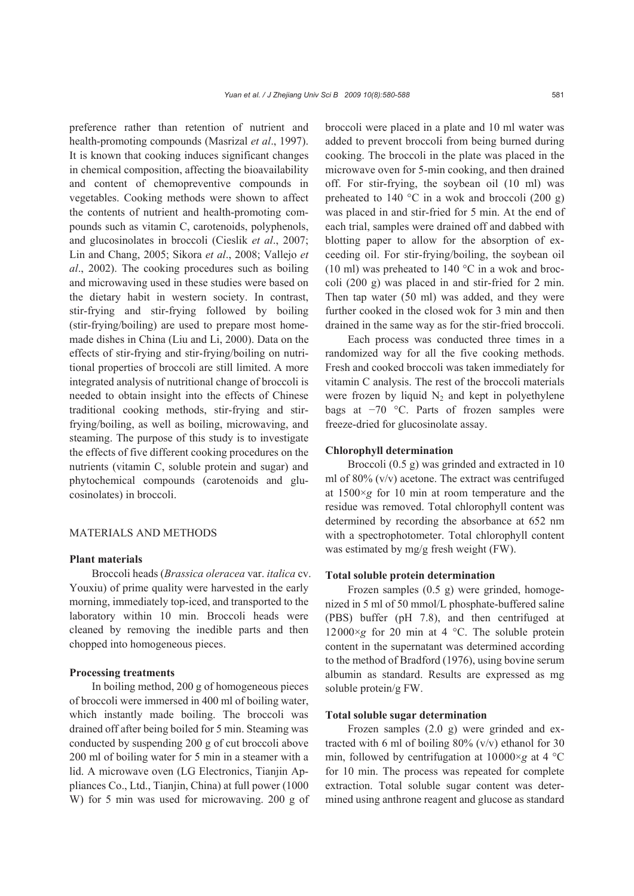preference rather than retention of nutrient and health-promoting compounds (Masrizal *et al*., 1997). It is known that cooking induces significant changes in chemical composition, affecting the bioavailability and content of chemopreventive compounds in vegetables. Cooking methods were shown to affect the contents of nutrient and health-promoting compounds such as vitamin C, carotenoids, polyphenols, and glucosinolates in broccoli (Cieslik *et al*., 2007; Lin and Chang, 2005; Sikora *et al*., 2008; Vallejo *et al*., 2002). The cooking procedures such as boiling and microwaving used in these studies were based on the dietary habit in western society. In contrast, stir-frying and stir-frying followed by boiling (stir-frying/boiling) are used to prepare most home-made dishes in China (Liu and Li, 2000). Data on the effects of stir-frying and stir-frying/boiling on nutritional properties of broccoli are still limited. A more integrated analysis of nutritional change of broccoli is needed to obtain insight into the effects of Chinese traditional cooking methods, stir-frying and stir-frying/boiling, as well as boiling, microwaving, and steaming. The purpose of this study is to investigate the effects of five different cooking procedures on the nutrients (vitamin C, soluble protein and sugar) and phytochemical compounds (carotenoids and glucosinolates) in broccoli.

## MATERIALS AND METHODS

### Plant materials

Broccoli heads (*Brassica oleracea* var. *italica* cv. Youxiu) of prime quality were harvested in the early morning, immediately top-iced, and transported to the laboratory within 10 min. Broccoli heads were cleaned by removing the inedible parts and then chopped into homogeneous pieces.

### Processing treatments

In boiling method, 200 g of homogeneous pieces of broccoli were immersed in 400 ml of boiling water, which instantly made boiling. The broccoli was drained off after being boiled for 5 min. Steaming was conducted by suspending 200 g of cut broccoli above 200 ml of boiling water for 5 min in a steamer with a lid. A microwave oven (LG Electronics, Tianjin Appliances Co., Ltd., Tianjin, China) at full power (1000 W) for 5 min was used for microwaving. 200 g of broccoli were placed in a plate and 10 ml water was added to prevent broccoli from being burned during cooking. The broccoli in the plate was placed in the microwave oven for 5-min cooking, and then drained off. For stir-frying, the soybean oil (10 ml) was preheated to 140 °C in a wok and broccoli (200 g) was placed in and stir-fried for 5 min. At the end of each trial, samples were drained off and dabbed with blotting paper to allow for the absorption of exceeding oil. For stir-frying/boiling, the soybean oil (10 ml) was preheated to 140 °C in a wok and broccoli (200 g) was placed in and stir-fried for 2 min. Then tap water (50 ml) was added, and they were further cooked in the closed wok for 3 min and then drained in the same way as for the stir-fried broccoli.

Each process was conducted three times in a randomized way for all the five cooking methods. Fresh and cooked broccoli was taken immediately for vitamin C analysis. The rest of the broccoli materials were frozen by liquid $N_2$ and kept in polyethylene bags at −70 °C. Parts of frozen samples were freeze-dried for glucosinolate assay.

### Chlorophyll determination

Broccoli (0.5 g) was grinded and extracted in 10 ml of 80% (v/v) acetone. The extract was centrifuged at 1500×*g* for 10 min at room temperature and the residue was removed. Total chlorophyll content was determined by recording the absorbance at 652 nm with a spectrophotometer. Total chlorophyll content was estimated by mg/g fresh weight (FW).

### Total soluble protein determination

Frozen samples (0.5 g) were grinded, homogenized in 5 ml of 50 mmol/L phosphate-buffered saline (PBS) buffer (pH 7.8), and then centrifuged at 12000×*g* for 20 min at 4 °C. The soluble protein content in the supernatant was determined according to the method of Bradford (1976), using bovine serum albumin as standard. Results are expressed as mg soluble protein/g FW.

### Total soluble sugar determination

Frozen samples (2.0 g) were grinded and extracted with 6 ml of boiling 80% (v/v) ethanol for 30 min, followed by centrifugation at 10000×*g* at 4 °C for 10 min. The process was repeated for complete extraction. Total soluble sugar content was determined using anthrone reagent and glucose as standard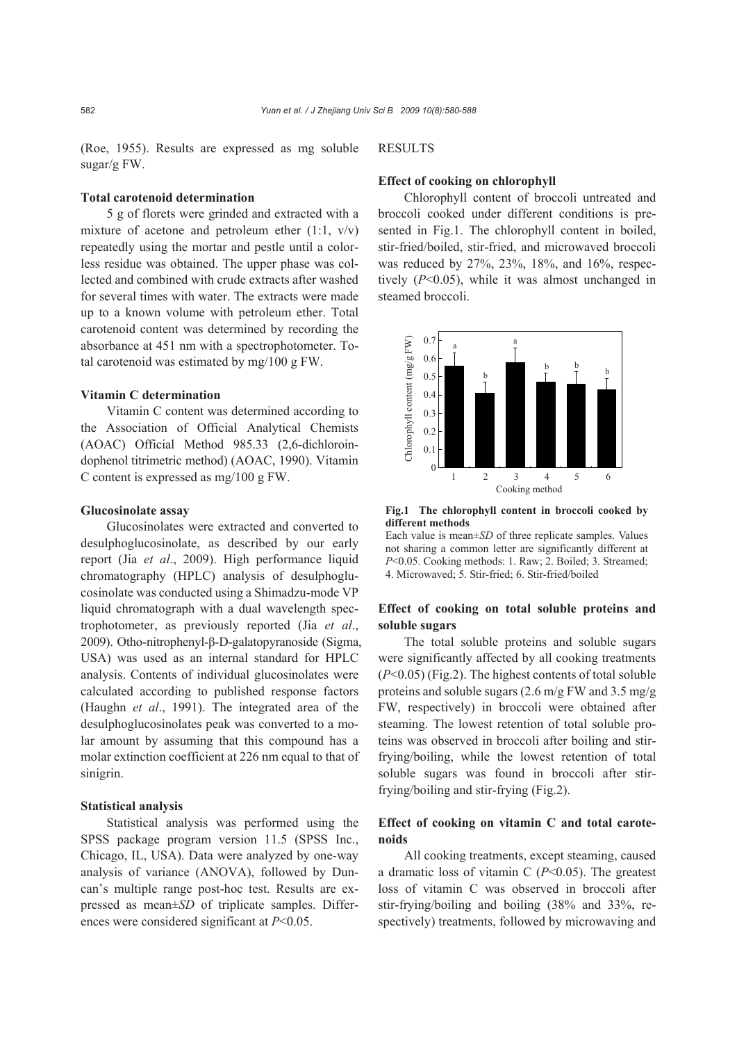(Roe, 1955). Results are expressed as mg soluble sugar/g FW.

### Total carotenoid determination

5 g of florets were grinded and extracted with a mixture of acetone and petroleum ether (1:1, v/v) repeatedly using the mortar and pestle until a colorless residue was obtained. The upper phase was collected and combined with crude extracts after washed for several times with water. The extracts were made up to a known volume with petroleum ether. Total carotenoid content was determined by recording the absorbance at 451 nm with a spectrophotometer. Total carotenoid was estimated by mg/100 g FW.

### Vitamin C determination

Vitamin C content was determined according to the Association of Official Analytical Chemists (AOAC) Official Method 985.33 (2,6-dichloroindophenol titrimetric method) (AOAC, 1990). Vitamin C content is expressed as mg/100 g FW.

### Glucosinolate assay

Glucosinolates were extracted and converted to desulphoglucosinolate, as described by our early report (Jia *et al*., 2009). High performance liquid chromatography (HPLC) analysis of desulphoglucosinolate was conducted using a Shimadzu-mode VP liquid chromatograph with a dual wavelength spectrophotometer, as previously reported (Jia *et al*., 2009). Otho-nitrophenyl-β-D-galatopyranoside (Sigma, USA) was used as an internal standard for HPLC analysis. Contents of individual glucosinolates were calculated according to published response factors (Haughn *et al*., 1991). The integrated area of the desulphoglucosinolates peak was converted to a molar amount by assuming that this compound has a molar extinction coefficient at 226 nm equal to that of sinigrin.

### Statistical analysis

Statistical analysis was performed using the SPSS package program version 11.5 (SPSS Inc., Chicago, IL, USA). Data were analyzed by one-way analysis of variance (ANOVA), followed by Duncan's multiple range post-hoc test. Results are expressed as mean±*SD* of triplicate samples. Differences were considered significant at $P<0.05$.

## RESULTS

### Effect of cooking on chlorophyll

Chlorophyll content of broccoli untreated and broccoli cooked under different conditions is presented in Fig.1. The chlorophyll content in boiled, stir-fried/boiled, stir-fried, and microwaved broccoli was reduced by 27%, 23%, 18%, and 16%, respectively ($P<0.05$), while it was almost unchanged in steamed broccoli.

**Fig.1 The chlorophyll content in broccoli cooked by different methods**

Each value is mean±*SD* of three replicate samples. Values not sharing a common letter are significantly different at $P<0.05$. Cooking methods: 1. Raw; 2. Boiled; 3. Streamed; 4. Microwaved; 5. Stir-fried; 6. Stir-fried/boiled

### Effect of cooking on total soluble proteins and soluble sugars

The total soluble proteins and soluble sugars were significantly affected by all cooking treatments ($P<0.05$) (Fig.2). The highest contents of total soluble proteins and soluble sugars (2.6 m/g FW and 3.5 mg/g FW, respectively) in broccoli were obtained after steaming. The lowest retention of total soluble proteins was observed in broccoli after boiling and stir-frying/boiling, while the lowest retention of total soluble sugars was found in broccoli after stir-frying/boiling and stir-frying (Fig.2).

### Effect of cooking on vitamin C and total carotenoids

All cooking treatments, except steaming, caused a dramatic loss of vitamin C ($P<0.05$). The greatest loss of vitamin C was observed in broccoli after stir-frying/boiling and boiling (38% and 33%, respectively) treatments, followed by microwaving and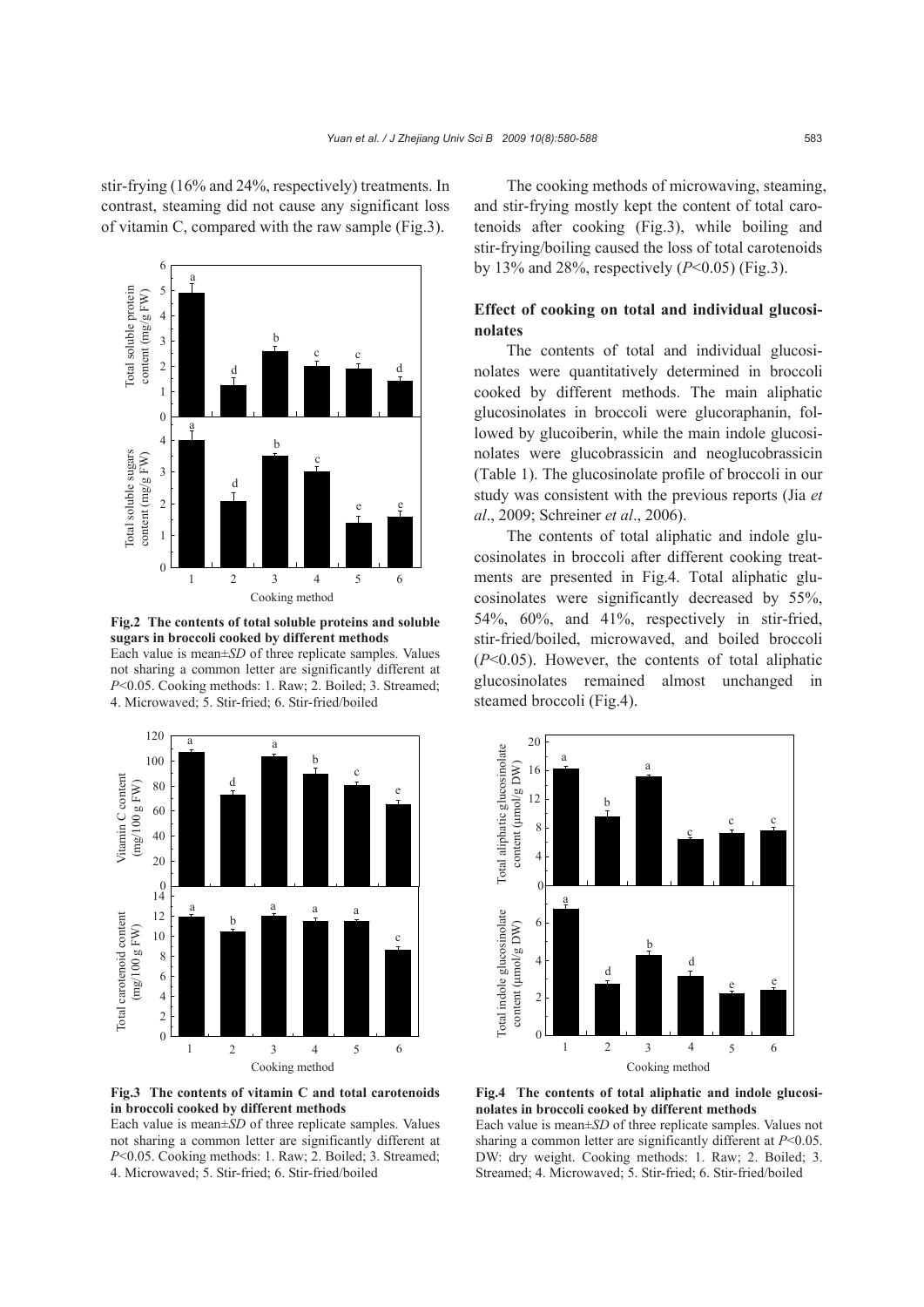stir-frying (16% and 24%, respectively) treatments. In contrast, steaming did not cause any significant loss of vitamin C, compared with the raw sample (Fig.3).

**Fig.2 The contents of total soluble proteins and soluble sugars in broccoli cooked by different methods**

Each value is mean±*SD* of three replicate samples. Values not sharing a common letter are significantly different at $P<0.05$. Cooking methods: 1. Raw; 2. Boiled; 3. Streamed; 4. Microwaved; 5. Stir-fried; 6. Stir-fried/boiled

**Fig.3 The contents of vitamin C and total carotenoids in broccoli cooked by different methods**

Each value is mean±*SD* of three replicate samples. Values not sharing a common letter are significantly different at $P<0.05$. Cooking methods: 1. Raw; 2. Boiled; 3. Streamed; 4. Microwaved; 5. Stir-fried; 6. Stir-fried/boiled

The cooking methods of microwaving, steaming, and stir-frying mostly kept the content of total carotenoids after cooking (Fig.3), while boiling and stir-frying/boiling caused the loss of total carotenoids by 13% and 28%, respectively ($P<0.05$) (Fig.3).

### Effect of cooking on total and individual glucosinolates

The contents of total and individual glucosinolates were quantitatively determined in broccoli cooked by different methods. The main aliphatic glucosinolates in broccoli were glucoraphanin, followed by glucoiberin, while the main indole glucosinolates were glucobrassicin and neoglucobrassicin (Table 1). The glucosinolate profile of broccoli in our study was consistent with the previous reports (Jia *et al*., 2009; Schreiner *et al*., 2006).

The contents of total aliphatic and indole glucosinolates in broccoli after different cooking treatments are presented in Fig.4. Total aliphatic glucosinolates were significantly decreased by 55%, 54%, 60%, and 41%, respectively in stir-fried, stir-fried/boiled, microwaved, and boiled broccoli ($P<0.05$). However, the contents of total aliphatic glucosinolates remained almost unchanged in steamed broccoli (Fig.4).

**Fig.4 The contents of total aliphatic and indole glucosinolates in broccoli cooked by different methods**

Each value is mean±*SD* of three replicate samples. Values not sharing a common letter are significantly different at $P<0.05$. DW: dry weight. Cooking methods: 1. Raw; 2. Boiled; 3. Streamed; 4. Microwaved; 5. Stir-fried; 6. Stir-fried/boiled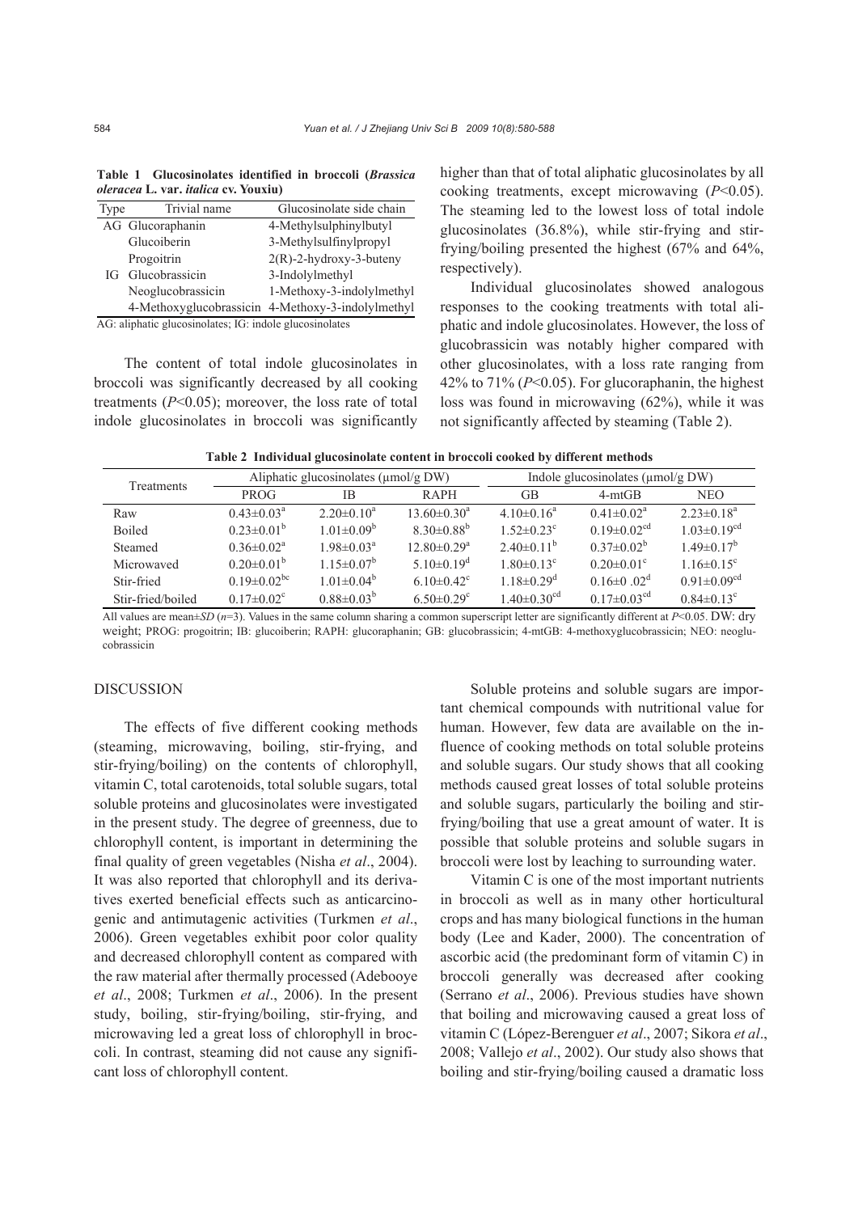**Table 1 Glucosinolates identified in broccoli (*Brassica oleracea* L. var. *italica* cv. Youxiu)**

| Type | Trivial name | Glucosinolate side chain |
|---|---|---|
| AG | Glucoraphanin | 4-Methylsulphinylbutyl |
| | Glucoiberin | 3-Methylsulfinylpropyl |
| | Progoitrin | 2(R)-2-hydroxy-3-buteny |
| IG | Glucobrassicin | 3-Indolylmethyl |
| | Neoglucobrassicin | 1-Methoxy-3-indolylmethyl |
| | 4-Methoxyglucobrassicin | 4-Methoxy-3-indolylmethyl |

AG: aliphatic glucosinolates; IG: indole glucosinolates

The content of total indole glucosinolates in broccoli was significantly decreased by all cooking treatments ($P<0.05$); moreover, the loss rate of total indole glucosinolates in broccoli was significantly higher than that of total aliphatic glucosinolates by all cooking treatments, except microwaving ($P<0.05$). The steaming led to the lowest loss of total indole glucosinolates (36.8%), while stir-frying and stir-frying/boiling presented the highest (67% and 64%, respectively).

Individual glucosinolates showed analogous responses to the cooking treatments with total aliphatic and indole glucosinolates. However, the loss of glucobrassicin was notably higher compared with other glucosinolates, with a loss rate ranging from 42% to 71% ($P<0.05$). For glucoraphanin, the highest loss was found in microwaving (62%), while it was not significantly affected by steaming (Table 2).

**Table 2 Individual glucosinolate content in broccoli cooked by different methods**

| Treatments | Aliphatic glucosinolates (μmol/g DW) | | | Indole glucosinolates (μmol/g DW) | | |
|---|---|---|---|---|---|---|
| | PROG | IB | RAPH | GB | 4-mtGB | NEO |
| Raw | $0.43\pm0.03^{a}$ | $2.20\pm0.10^{a}$ | $13.60\pm0.30^{a}$ | $4.10\pm0.16^{a}$ | $0.41\pm0.02^{a}$ | $2.23\pm0.18^{a}$ |
| Boiled | $0.23\pm0.01^{b}$ | $1.01\pm0.09^{b}$ | $8.30\pm0.88^{b}$ | $1.52\pm0.23^{c}$ | $0.19\pm0.02^{cd}$ | $1.03\pm0.19^{cd}$ |
| Steamed | $0.36\pm0.02^{a}$ | $1.98\pm0.03^{a}$ | $12.80\pm0.29^{a}$ | $2.40\pm0.11^{b}$ | $0.37\pm0.02^{b}$ | $1.49\pm0.17^{b}$ |
| Microwaved | $0.20\pm0.01^{b}$ | $1.15\pm0.07^{b}$ | $5.10\pm0.19^{d}$ | $1.80\pm0.13^{c}$ | $0.20\pm0.01^{c}$ | $1.16\pm0.15^{c}$ |
| Stir-fried | $0.19\pm0.02^{bc}$ | $1.01\pm0.04^{b}$ | $6.10\pm0.42^{c}$ | $1.18\pm0.29^{d}$ | $0.16\pm0.02^{d}$ | $0.91\pm0.09^{cd}$ |
| Stir-fried/boiled | $0.17\pm0.02^{c}$ | $0.88\pm0.03^{b}$ | $6.50\pm0.29^{c}$ | $1.40\pm0.30^{cd}$ | $0.17\pm0.03^{cd}$ | $0.84\pm0.13^{c}$ |

All values are mean±*SD* ($n$=3). Values in the same column sharing a common superscript letter are significantly different at $P<0.05$. DW: dry weight; PROG: progoitrin; IB: glucoiberin; RAPH: glucoraphanin; GB: glucobrassicin; 4-mtGB: 4-methoxyglucobrassicin; NEO: neoglucobrassicin

## DISCUSSION

The effects of five different cooking methods (steaming, microwaving, boiling, stir-frying, and stir-frying/boiling) on the contents of chlorophyll, vitamin C, total carotenoids, total soluble sugars, total soluble proteins and glucosinolates were investigated in the present study. The degree of greenness, due to chlorophyll content, is important in determining the final quality of green vegetables (Nisha *et al*., 2004). It was also reported that chlorophyll and its derivatives exerted beneficial effects such as anticarcinogenic and antimutagenic activities (Turkmen *et al*., 2006). Green vegetables exhibit poor color quality and decreased chlorophyll content as compared with the raw material after thermally processed (Adebooye *et al*., 2008; Turkmen *et al*., 2006). In the present study, boiling, stir-frying/boiling, stir-frying, and microwaving led a great loss of chlorophyll in broccoli. In contrast, steaming did not cause any significant loss of chlorophyll content.

Soluble proteins and soluble sugars are important chemical compounds with nutritional value for human. However, few data are available on the influence of cooking methods on total soluble proteins and soluble sugars. Our study shows that all cooking methods caused great losses of total soluble proteins and soluble sugars, particularly the boiling and stir-frying/boiling that use a great amount of water. It is possible that soluble proteins and soluble sugars in broccoli were lost by leaching to surrounding water.

Vitamin C is one of the most important nutrients in broccoli as well as in many other horticultural crops and has many biological functions in the human body (Lee and Kader, 2000). The concentration of ascorbic acid (the predominant form of vitamin C) in broccoli generally was decreased after cooking (Serrano *et al*., 2006). Previous studies have shown that boiling and microwaving caused a great loss of vitamin C (López-Berenguer *et al*., 2007; Sikora *et al*., 2008; Vallejo *et al*., 2002). Our study also shows that boiling and stir-frying/boiling caused a dramatic loss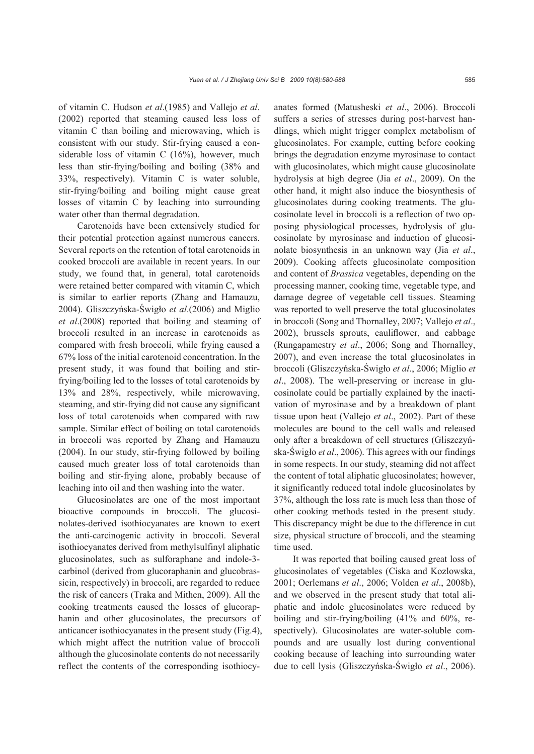of vitamin C. Hudson *et al*.(1985) and Vallejo *et al*. (2002) reported that steaming caused less loss of vitamin C than boiling and microwaving, which is consistent with our study. Stir-frying caused a considerable loss of vitamin C (16%), however, much less than stir-frying/boiling and boiling (38% and 33%, respectively). Vitamin C is water soluble, stir-frying/boiling and boiling might cause great losses of vitamin C by leaching into surrounding water other than thermal degradation.

Carotenoids have been extensively studied for their potential protection against numerous cancers. Several reports on the retention of total carotenoids in cooked broccoli are available in recent years. In our study, we found that, in general, total carotenoids were retained better compared with vitamin C, which is similar to earlier reports (Zhang and Hamauzu, 2004). Gliszczyńska-Świgło *et al*.(2006) and Miglio *et al*.(2008) reported that boiling and steaming of broccoli resulted in an increase in carotenoids as compared with fresh broccoli, while frying caused a 67% loss of the initial carotenoid concentration. In the present study, it was found that boiling and stir-frying/boiling led to the losses of total carotenoids by 13% and 28%, respectively, while microwaving, steaming, and stir-frying did not cause any significant loss of total carotenoids when compared with raw sample. Similar effect of boiling on total carotenoids in broccoli was reported by Zhang and Hamauzu (2004). In our study, stir-frying followed by boiling caused much greater loss of total carotenoids than boiling and stir-frying alone, probably because of leaching into oil and then washing into the water.

Glucosinolates are one of the most important bioactive compounds in broccoli. The glucosinolates-derived isothiocyanates are known to exert the anti-carcinogenic activity in broccoli. Several isothiocyanates derived from methylsulfinyl aliphatic glucosinolates, such as sulforaphane and indole-3-carbinol (derived from glucoraphanin and glucobrassicin, respectively) in broccoli, are regarded to reduce the risk of cancers (Traka and Mithen, 2009). All the cooking treatments caused the losses of glucoraphanin and other glucosinolates, the precursors of anticancer isothiocyanates in the present study (Fig.4), which might affect the nutrition value of broccoli although the glucosinolate contents do not necessarily reflect the contents of the corresponding isothiocyanates formed (Matusheski *et al*., 2006). Broccoli suffers a series of stresses during post-harvest handlings, which might trigger complex metabolism of glucosinolates. For example, cutting before cooking brings the degradation enzyme myrosinase to contact with glucosinolates, which might cause glucosinolate hydrolysis at high degree (Jia *et al*., 2009). On the other hand, it might also induce the biosynthesis of glucosinolates during cooking treatments. The glucosinolate level in broccoli is a reflection of two opposing physiological processes, hydrolysis of glucosinolate by myrosinase and induction of glucosinolate biosynthesis in an unknown way (Jia *et al*., 2009). Cooking affects glucosinolate composition and content of *Brassica* vegetables, depending on the processing manner, cooking time, vegetable type, and damage degree of vegetable cell tissues. Steaming was reported to well preserve the total glucosinolates in broccoli (Song and Thornalley, 2007; Vallejo *et al*., 2002), brussels sprouts, cauliflower, and cabbage (Rungapamestry *et al*., 2006; Song and Thornalley, 2007), and even increase the total glucosinolates in broccoli (Gliszczyńska-Świgło *et al*., 2006; Miglio *et al*., 2008). The well-preserving or increase in glucosinolate could be partially explained by the inactivation of myrosinase and by a breakdown of plant tissue upon heat (Vallejo *et al*., 2002). Part of these molecules are bound to the cell walls and released only after a breakdown of cell structures (Gliszczyńska-Świgło *et al*., 2006). This agrees with our findings in some respects. In our study, steaming did not affect the content of total aliphatic glucosinolates; however, it significantly reduced total indole glucosinolates by 37%, although the loss rate is much less than those of other cooking methods tested in the present study. This discrepancy might be due to the difference in cut size, physical structure of broccoli, and the steaming time used.

It was reported that boiling caused great loss of glucosinolates of vegetables (Ciska and Kozlowska, 2001; Oerlemans *et al*., 2006; Volden *et al*., 2008b), and we observed in the present study that total aliphatic and indole glucosinolates were reduced by boiling and stir-frying/boiling (41% and 60%, respectively). Glucosinolates are water-soluble compounds and are usually lost during conventional cooking because of leaching into surrounding water due to cell lysis (Gliszczyńska-Świgło *et al*., 2006).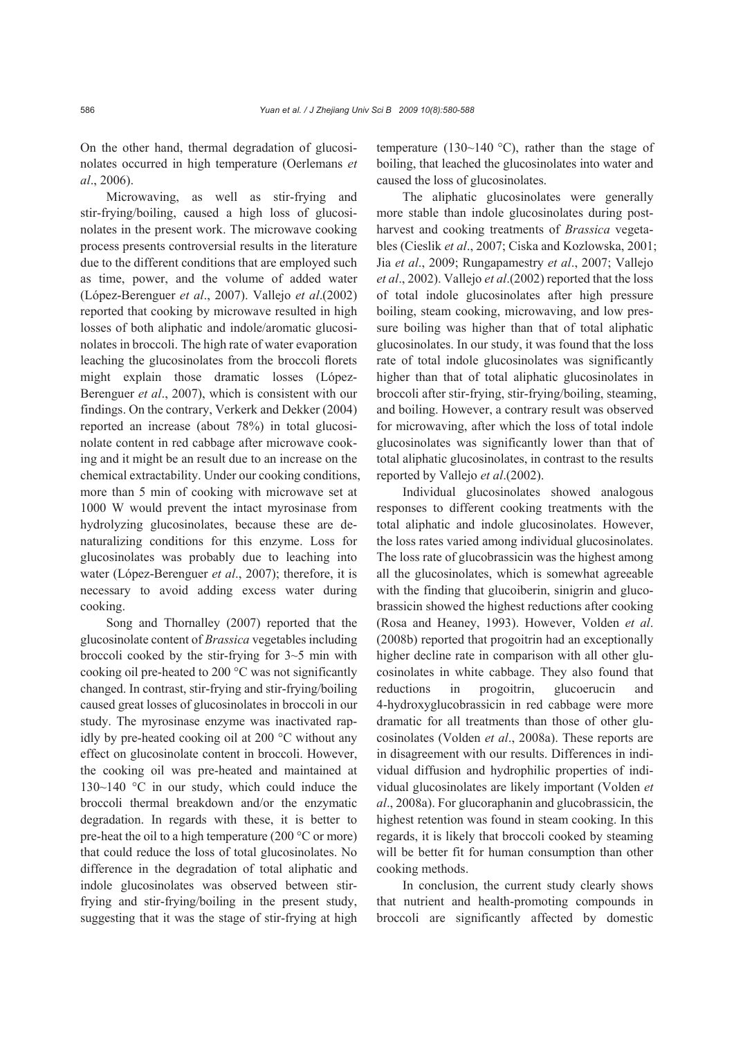On the other hand, thermal degradation of glucosinolates occurred in high temperature (Oerlemans *et al*., 2006).

Microwaving, as well as stir-frying and stir-frying/boiling, caused a high loss of glucosinolates in the present work. The microwave cooking process presents controversial results in the literature due to the different conditions that are employed such as time, power, and the volume of added water (López-Berenguer *et al*., 2007). Vallejo *et al*.(2002) reported that cooking by microwave resulted in high losses of both aliphatic and indole/aromatic glucosinolates in broccoli. The high rate of water evaporation leaching the glucosinolates from the broccoli florets might explain those dramatic losses (López-Berenguer *et al*., 2007), which is consistent with our findings. On the contrary, Verkerk and Dekker (2004) reported an increase (about 78%) in total glucosinolate content in red cabbage after microwave cooking and it might be an result due to an increase on the chemical extractability. Under our cooking conditions, more than 5 min of cooking with microwave set at 1000 W would prevent the intact myrosinase from hydrolyzing glucosinolates, because these are denaturalizing conditions for this enzyme. Loss for glucosinolates was probably due to leaching into water (López-Berenguer *et al*., 2007); therefore, it is necessary to avoid adding excess water during cooking.

Song and Thornalley (2007) reported that the glucosinolate content of *Brassica* vegetables including broccoli cooked by the stir-frying for 3~5 min with cooking oil pre-heated to 200 °C was not significantly changed. In contrast, stir-frying and stir-frying/boiling caused great losses of glucosinolates in broccoli in our study. The myrosinase enzyme was inactivated rapidly by pre-heated cooking oil at 200 °C without any effect on glucosinolate content in broccoli. However, the cooking oil was pre-heated and maintained at 130~140 °C in our study, which could induce the broccoli thermal breakdown and/or the enzymatic degradation. In regards with these, it is better to pre-heat the oil to a high temperature (200 °C or more) that could reduce the loss of total glucosinolates. No difference in the degradation of total aliphatic and indole glucosinolates was observed between stir-frying and stir-frying/boiling in the present study, suggesting that it was the stage of stir-frying at high temperature (130~140 °C), rather than the stage of boiling, that leached the glucosinolates into water and caused the loss of glucosinolates.

The aliphatic glucosinolates were generally more stable than indole glucosinolates during post-harvest and cooking treatments of *Brassica* vegetables (Cieslik *et al*., 2007; Ciska and Kozlowska, 2001; Jia *et al*., 2009; Rungapamestry *et al*., 2007; Vallejo *et al*., 2002). Vallejo *et al*.(2002) reported that the loss of total indole glucosinolates after high pressure boiling, steam cooking, microwaving, and low pressure boiling was higher than that of total aliphatic glucosinolates. In our study, it was found that the loss rate of total indole glucosinolates was significantly higher than that of total aliphatic glucosinolates in broccoli after stir-frying, stir-frying/boiling, steaming, and boiling. However, a contrary result was observed for microwaving, after which the loss of total indole glucosinolates was significantly lower than that of total aliphatic glucosinolates, in contrast to the results reported by Vallejo *et al*.(2002).

Individual glucosinolates showed analogous responses to different cooking treatments with the total aliphatic and indole glucosinolates. However, the loss rates varied among individual glucosinolates. The loss rate of glucobrassicin was the highest among all the glucosinolates, which is somewhat agreeable with the finding that glucoiberin, sinigrin and glucobrassicin showed the highest reductions after cooking (Rosa and Heaney, 1993). However, Volden *et al*. (2008b) reported that progoitrin had an exceptionally higher decline rate in comparison with all other glucosinolates in white cabbage. They also found that reductions in progoitrin, glucoerucin and 4-hydroxyglucobrassicin in red cabbage were more dramatic for all treatments than those of other glucosinolates (Volden *et al*., 2008a). These reports are in disagreement with our results. Differences in individual diffusion and hydrophilic properties of individual glucosinolates are likely important (Volden *et al*., 2008a). For glucoraphanin and glucobrassicin, the highest retention was found in steam cooking. In this regards, it is likely that broccoli cooked by steaming will be better fit for human consumption than other cooking methods.

In conclusion, the current study clearly shows that nutrient and health-promoting compounds in broccoli are significantly affected by domestic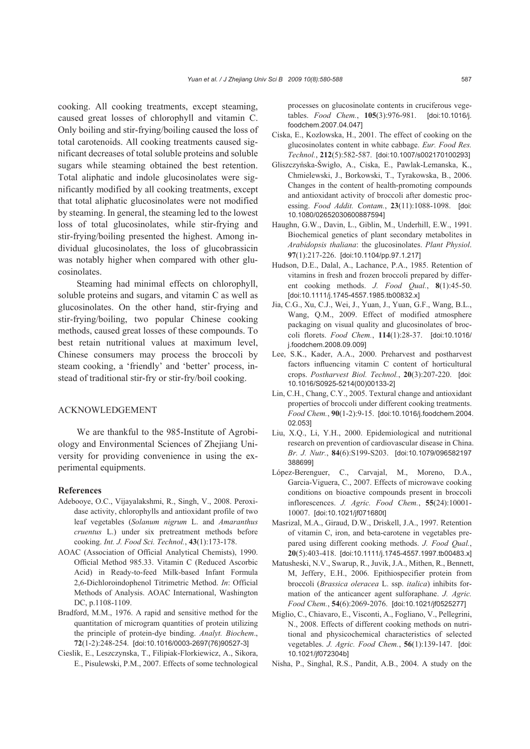cooking. All cooking treatments, except steaming, caused great losses of chlorophyll and vitamin C. Only boiling and stir-frying/boiling caused the loss of total carotenoids. All cooking treatments caused significant decreases of total soluble proteins and soluble sugars while steaming obtained the best retention. Total aliphatic and indole glucosinolates were significantly modified by all cooking treatments, except that total aliphatic glucosinolates were not modified by steaming. In general, the steaming led to the lowest loss of total glucosinolates, while stir-frying and stir-frying/boiling presented the highest. Among individual glucosinolates, the loss of glucobrassicin was notably higher when compared with other glucosinolates.

Steaming had minimal effects on chlorophyll, soluble proteins and sugars, and vitamin C as well as glucosinolates. On the other hand, stir-frying and stir-frying/boiling, two popular Chinese cooking methods, caused great losses of these compounds. To best retain nutritional values at maximum level, Chinese consumers may process the broccoli by steam cooking, a 'friendly' and 'better' process, instead of traditional stir-fry or stir-fry/boil cooking.

## ACKNOWLEDGEMENT

We are thankful to the 985-Institute of Agrobiology and Environmental Sciences of Zhejiang University for providing convenience in using the experimental equipments.

### References

Adebooye, O.C., Vijayalakshmi, R., Singh, V., 2008. Peroxidase activity, chlorophylls and antioxidant profile of two leaf vegetables (*Solanum nigrum* L. and *Amaranthus cruentus* L.) under six pretreatment methods before cooking. *Int. J. Food Sci. Technol.*, **43**(1):173-178.

AOAC (Association of Official Analytical Chemists), 1990. Official Method 985.33. Vitamin C (Reduced Ascorbic Acid) in Ready-to-feed Milk-based Infant Formula 2,6-Dichloroindophenol Titrimetric Method. *In*: Official Methods of Analysis. AOAC International, Washington DC, p.1108-1109.

Bradford, M.M., 1976. A rapid and sensitive method for the quantitation of microgram quantities of protein utilizing the principle of protein-dye binding. *Analyt. Biochem.*, **72**(1-2):248-254. [doi:10.1016/0003-2697(76)90527-3]

Cieslik, E., Leszczynska, T., Filipiak-Florkiewicz, A., Sikora, E., Pisulewski, P.M., 2007. Effects of some technological processes on glucosinolate contents in cruciferous vegetables. *Food Chem.*, **105**(3):976-981. [doi:10.1016/j.foodchem.2007.04.047]

Ciska, E., Kozlowska, H., 2001. The effect of cooking on the glucosinolates content in white cabbage. *Eur. Food Res. Technol.*, **212**(5):582-587. [doi:10.1007/s002170100293]

Gliszczyńska-Świgło, A., Ciska, E., Pawlak-Lemanska, K., Chmielewski, J., Borkowski, T., Tyrakowska, B., 2006. Changes in the content of health-promoting compounds and antioxidant activity of broccoli after domestic processing. *Food Addit. Contam.*, **23**(11):1088-1098. [doi:10.1080/02652030600887594]

Haughn, G.W., Davin, L., Giblin, M., Underhill, E.W., 1991. Biochemical genetics of plant secondary metabolites in *Arabidopsis thaliana*: the glucosinolates. *Plant Physiol.* **97**(1):217-226. [doi:10.1104/pp.97.1.217]

Hudson, D.E., Dalal, A., Lachance, P.A., 1985. Retention of vitamins in fresh and frozen broccoli prepared by different cooking methods. *J. Food Qual.*, **8**(1):45-50. [doi:10.1111/j.1745-4557.1985.tb00832.x]

Jia, C.G., Xu, C.J., Wei, J., Yuan, J., Yuan, G.F., Wang, B.L., Wang, Q.M., 2009. Effect of modified atmosphere packaging on visual quality and glucosinolates of broccoli florets. *Food Chem.*, **114**(1):28-37. [doi:10.1016/j.foodchem.2008.09.009]

Lee, S.K., Kader, A.A., 2000. Preharvest and postharvest factors influencing vitamin C content of horticultural crops. *Postharvest Biol. Technol.*, **20**(3):207-220. [doi:10.1016/S0925-5214(00)00133-2]

Lin, C.H., Chang, C.Y., 2005. Textural change and antioxidant properties of broccoli under different cooking treatments. *Food Chem.*, **90**(1-2):9-15. [doi:10.1016/j.foodchem.2004.02.053]

Liu, X.Q., Li, Y.H., 2000. Epidemiological and nutritional research on prevention of cardiovascular disease in China. *Br. J. Nutr.*, **84**(6):S199-S203. [doi:10.1079/096582197388699]

López-Berenguer, C., Carvajal, M., Moreno, D.A., Garcia-Viguera, C., 2007. Effects of microwave cooking conditions on bioactive compounds present in broccoli inflorescences. *J. Agric. Food Chem.*, **55**(24):10001-10007. [doi:10.1021/jf071680t]

Masrizal, M.A., Giraud, D.W., Driskell, J.A., 1997. Retention of vitamin C, iron, and beta-carotene in vegetables prepared using different cooking methods. *J. Food Qual.*, **20**(5):403-418. [doi:10.1111/j.1745-4557.1997.tb00483.x]

Matusheski, N.V., Swarup, R., Juvik, J.A., Mithen, R., Bennett, M, Jeffery, E.H., 2006. Epithiospecifier protein from broccoli (*Brassica oleracea* L. ssp. *italica*) inhibits formation of the anticancer agent sulforaphane. *J. Agric. Food Chem.*, **54**(6):2069-2076. [doi:10.1021/jf0525277]

Miglio, C., Chiavaro, E., Visconti, A., Fogliano, V., Pellegrini, N., 2008. Effects of different cooking methods on nutritional and physicochemical characteristics of selected vegetables. *J. Agric. Food Chem.*, **56**(1):139-147. [doi:10.1021/jf072304b]

Nisha, P., Singhal, R.S., Pandit, A.B., 2004. A study on the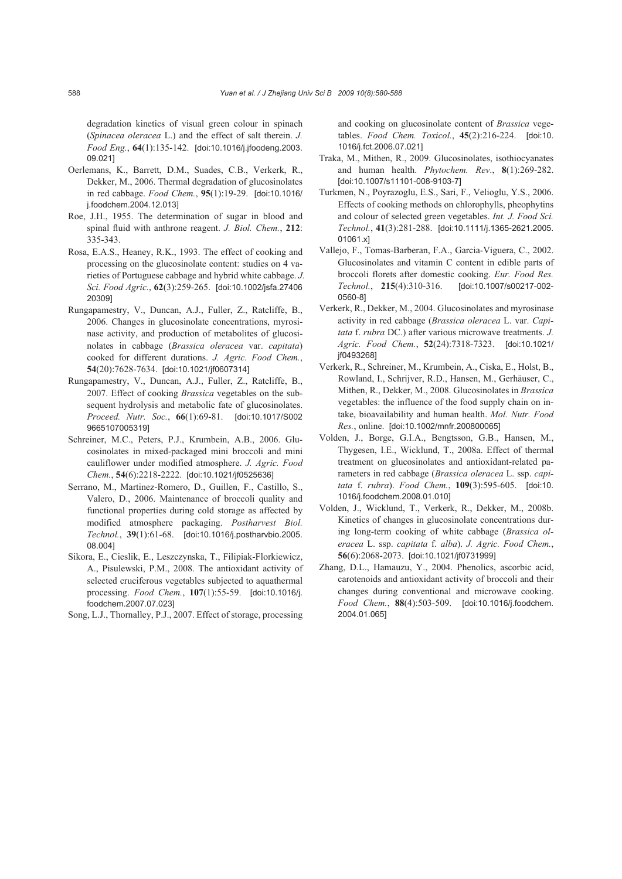degradation kinetics of visual green colour in spinach (*Spinacea oleracea* L.) and the effect of salt therein. *J. Food Eng.*, **64**(1):135-142. [doi:10.1016/j.jfoodeng.2003.09.021]

Oerlemans, K., Barrett, D.M., Suades, C.B., Verkerk, R., Dekker, M., 2006. Thermal degradation of glucosinolates in red cabbage. *Food Chem.*, **95**(1):19-29. [doi:10.1016/j.foodchem.2004.12.013]

Roe, J.H., 1955. The determination of sugar in blood and spinal fluid with anthrone reagent. *J. Biol. Chem.*, **212**: 335-343.

Rosa, E.A.S., Heaney, R.K., 1993. The effect of cooking and processing on the glucosinolate content: studies on 4 varieties of Portuguese cabbage and hybrid white cabbage. *J. Sci. Food Agric.*, **62**(3):259-265. [doi:10.1002/jsfa.2740620309]

Rungapamestry, V., Duncan, A.J., Fuller, Z., Ratcliffe, B., 2006. Changes in glucosinolate concentrations, myrosinase activity, and production of metabolites of glucosinolates in cabbage (*Brassica oleracea* var. *capitata*) cooked for different durations. *J. Agric. Food Chem.*, **54**(20):7628-7634. [doi:10.1021/jf0607314]

Rungapamestry, V., Duncan, A.J., Fuller, Z., Ratcliffe, B., 2007. Effect of cooking *Brassica* vegetables on the subsequent hydrolysis and metabolic fate of glucosinolates. *Proceed. Nutr. Soc.*, **66**(1):69-81. [doi:10.1017/S0029665107005319]

Schreiner, M.C., Peters, P.J., Krumbein, A.B., 2006. Glucosinolates in mixed-packaged mini broccoli and mini cauliflower under modified atmosphere. *J. Agric. Food Chem.*, **54**(6):2218-2222. [doi:10.1021/jf0525636]

Serrano, M., Martinez-Romero, D., Guillen, F., Castillo, S., Valero, D., 2006. Maintenance of broccoli quality and functional properties during cold storage as affected by modified atmosphere packaging. *Postharvest Biol. Technol.*, **39**(1):61-68. [doi:10.1016/j.postharvbio.2005.08.004]

Sikora, E., Cieslik, E., Leszczynska, T., Filipiak-Florkiewicz, A., Pisulewski, P.M., 2008. The antioxidant activity of selected cruciferous vegetables subjected to aquathermal processing. *Food Chem.*, **107**(1):55-59. [doi:10.1016/j.foodchem.2007.07.023]

Song, L.J., Thornalley, P.J., 2007. Effect of storage, processing and cooking on glucosinolate content of *Brassica* vegetables. *Food Chem. Toxicol.*, **45**(2):216-224. [doi:10.1016/j.fct.2006.07.021]

Traka, M., Mithen, R., 2009. Glucosinolates, isothiocyanates and human health. *Phytochem. Rev.*, **8**(1):269-282. [doi:10.1007/s11101-008-9103-7]

Turkmen, N., Poyrazoglu, E.S., Sari, F., Velioglu, Y.S., 2006. Effects of cooking methods on chlorophylls, pheophytins and colour of selected green vegetables. *Int. J. Food Sci. Technol.*, **41**(3):281-288. [doi:10.1111/j.1365-2621.2005.01061.x]

Vallejo, F., Tomas-Barberan, F.A., Garcia-Viguera, C., 2002. Glucosinolates and vitamin C content in edible parts of broccoli florets after domestic cooking. *Eur. Food Res. Technol.*, **215**(4):310-316. [doi:10.1007/s00217-002-0560-8]

Verkerk, R., Dekker, M., 2004. Glucosinolates and myrosinase activity in red cabbage (*Brassica oleracea* L. var. *Capitata* f. *rubra* DC.) after various microwave treatments. *J. Agric. Food Chem.*, **52**(24):7318-7323. [doi:10.1021/jf0493268]

Verkerk, R., Schreiner, M., Krumbein, A., Ciska, E., Holst, B., Rowland, I., Schrijver, R.D., Hansen, M., Gerhäuser, C., Mithen, R., Dekker, M., 2008. Glucosinolates in *Brassica* vegetables: the influence of the food supply chain on intake, bioavailability and human health. *Mol. Nutr. Food Res.*, online. [doi:10.1002/mnfr.200800065]

Volden, J., Borge, G.I.A., Bengtsson, G.B., Hansen, M., Thygesen, I.E., Wicklund, T., 2008a. Effect of thermal treatment on glucosinolates and antioxidant-related parameters in red cabbage (*Brassica oleracea* L. ssp. *capitata* f. *rubra*). *Food Chem.*, **109**(3):595-605. [doi:10.1016/j.foodchem.2008.01.010]

Volden, J., Wicklund, T., Verkerk, R., Dekker, M., 2008b. Kinetics of changes in glucosinolate concentrations during long-term cooking of white cabbage (*Brassica oleracea* L. ssp. *capitata* f. *alba*). *J. Agric. Food Chem.*, **56**(6):2068-2073. [doi:10.1021/jf0731999]

Zhang, D.L., Hamauzu, Y., 2004. Phenolics, ascorbic acid, carotenoids and antioxidant activity of broccoli and their changes during conventional and microwave cooking. *Food Chem.*, **88**(4):503-509. [doi:10.1016/j.foodchem.2004.01.065]